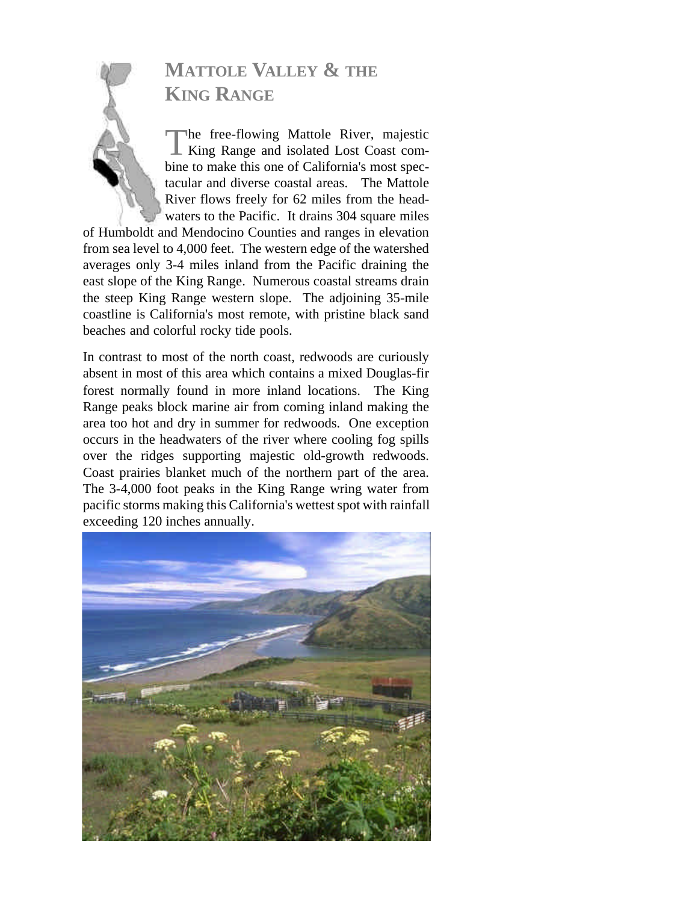# MATTOLE VALLEY & THE KING RANGE

The free-flowing Mattole River, majestic King Range and isolated Lost Coast combine to make this one of California's most spectacular and diverse coastal areas. The Mattole River flows freely for 62 miles from the headwaters to the Pacific. It drains 304 square miles of Humboldt and Mendocino Counties and ranges in elevation from sea level to 4,000 feet. The western edge of the watershed averages only 3-4 miles inland from the Pacific draining the east slope of the King Range. Numerous coastal streams drain the steep King Range western slope. The adjoining 35-mile coastline is California's most remote, with pristine black sand beaches and colorful rocky tide pools.

In contrast to most of the north coast, redwoods are curiously absent in most of this area which contains a mixed Douglas-fir forest normally found in more inland locations. The King Range peaks block marine air from coming inland making the area too hot and dry in summer for redwoods. One exception occurs in the headwaters of the river where cooling fog spills over the ridges supporting majestic old-growth redwoods. Coast prairies blanket much of the northern part of the area. The 3-4,000 foot peaks in the King Range wring water from pacific storms making this California's wettest spot with rainfall exceeding 120 inches annually.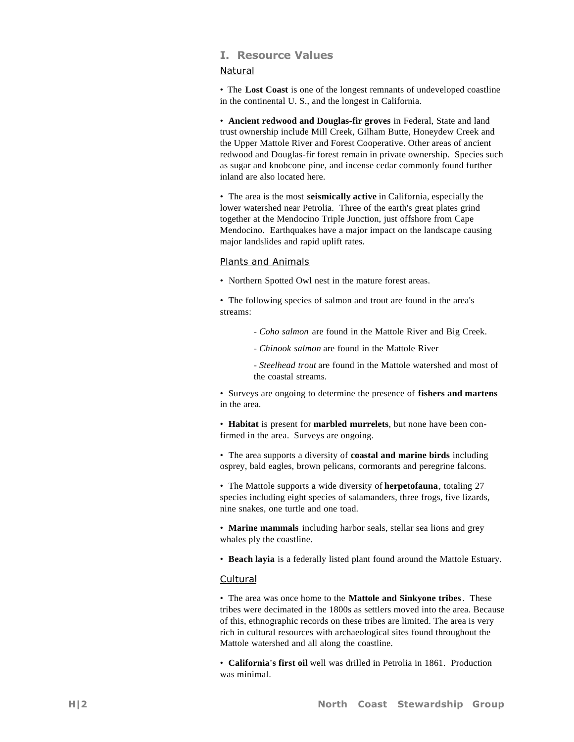## I. Resource Values

### Natural

- The **Lost Coast** is one of the longest remnants of undeveloped coastline in the continental U. S., and the longest in California.

- **Ancient redwood and Douglas-fir groves** in Federal, State and land trust ownership include Mill Creek, Gilham Butte, Honeydew Creek and the Upper Mattole River and Forest Cooperative. Other areas of ancient redwood and Douglas-fir forest remain in private ownership. Species such as sugar and knobcone pine, and incense cedar commonly found further inland are also located here.

- The area is the most **seismically active** in California, especially the lower watershed near Petrolia. Three of the earth's great plates grind together at the Mendocino Triple Junction, just offshore from Cape Mendocino. Earthquakes have a major impact on the landscape causing major landslides and rapid uplift rates.

### Plants and Animals

- Northern Spotted Owl nest in the mature forest areas.

- The following species of salmon and trout are found in the area's streams:

  - *Coho salmon* are found in the Mattole River and Big Creek.
  - *Chinook salmon* are found in the Mattole River
  - *Steelhead trout* are found in the Mattole watershed and most of the coastal streams.

- Surveys are ongoing to determine the presence of **fishers and martens** in the area.

- **Habitat** is present for **marbled murrelets**, but none have been confirmed in the area. Surveys are ongoing.

- The area supports a diversity of **coastal and marine birds** including osprey, bald eagles, brown pelicans, cormorants and peregrine falcons.

- The Mattole supports a wide diversity of **herpetofauna**, totaling 27 species including eight species of salamanders, three frogs, five lizards, nine snakes, one turtle and one toad.

- **Marine mammals** including harbor seals, stellar sea lions and grey whales ply the coastline.

- **Beach layia** is a federally listed plant found around the Mattole Estuary.

### Cultural

- The area was once home to the **Mattole and Sinkyone tribes**. These tribes were decimated in the 1800s as settlers moved into the area. Because of this, ethnographic records on these tribes are limited. The area is very rich in cultural resources with archaeological sites found throughout the Mattole watershed and all along the coastline.

- **California's first oil** well was drilled in Petrolia in 1861. Production was minimal.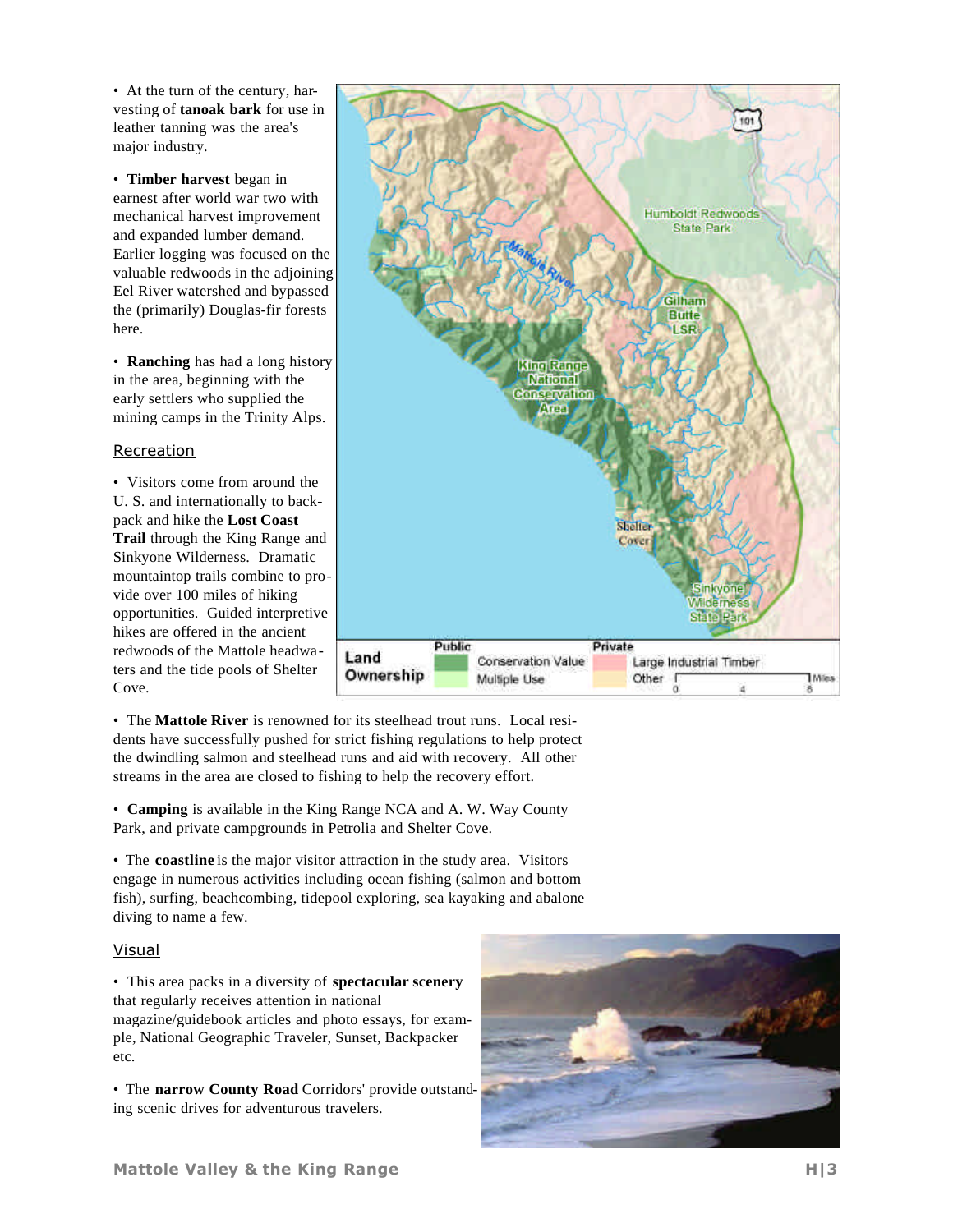- At the turn of the century, harvesting of **tanoak bark** for use in leather tanning was the area's major industry.

- **Timber harvest** began in earnest after world war two with mechanical harvest improvement and expanded lumber demand. Earlier logging was focused on the valuable redwoods in the adjoining Eel River watershed and bypassed the (primarily) Douglas-fir forests here.

- **Ranching** has had a long history in the area, beginning with the early settlers who supplied the mining camps in the Trinity Alps.

## Recreation

- Visitors come from around the U. S. and internationally to backpack and hike the **Lost Coast Trail** through the King Range and Sinkyone Wilderness. Dramatic mountaintop trails combine to provide over 100 miles of hiking opportunities. Guided interpretive hikes are offered in the ancient redwoods of the Mattole headwaters and the tide pools of Shelter Cove.

- The **Mattole River** is renowned for its steelhead trout runs. Local residents have successfully pushed for strict fishing regulations to help protect the dwindling salmon and steelhead runs and aid with recovery. All other streams in the area are closed to fishing to help the recovery effort.

- **Camping** is available in the King Range NCA and A. W. Way County Park, and private campgrounds in Petrolia and Shelter Cove.

- The **coastline** is the major visitor attraction in the study area. Visitors engage in numerous activities including ocean fishing (salmon and bottom fish), surfing, beachcombing, tidepool exploring, sea kayaking and abalone diving to name a few.

## Visual

- This area packs in a diversity of **spectacular scenery** that regularly receives attention in national magazine/guidebook articles and photo essays, for example, National Geographic Traveler, Sunset, Backpacker etc.

- The **narrow County Road** Corridors' provide outstanding scenic drives for adventurous travelers.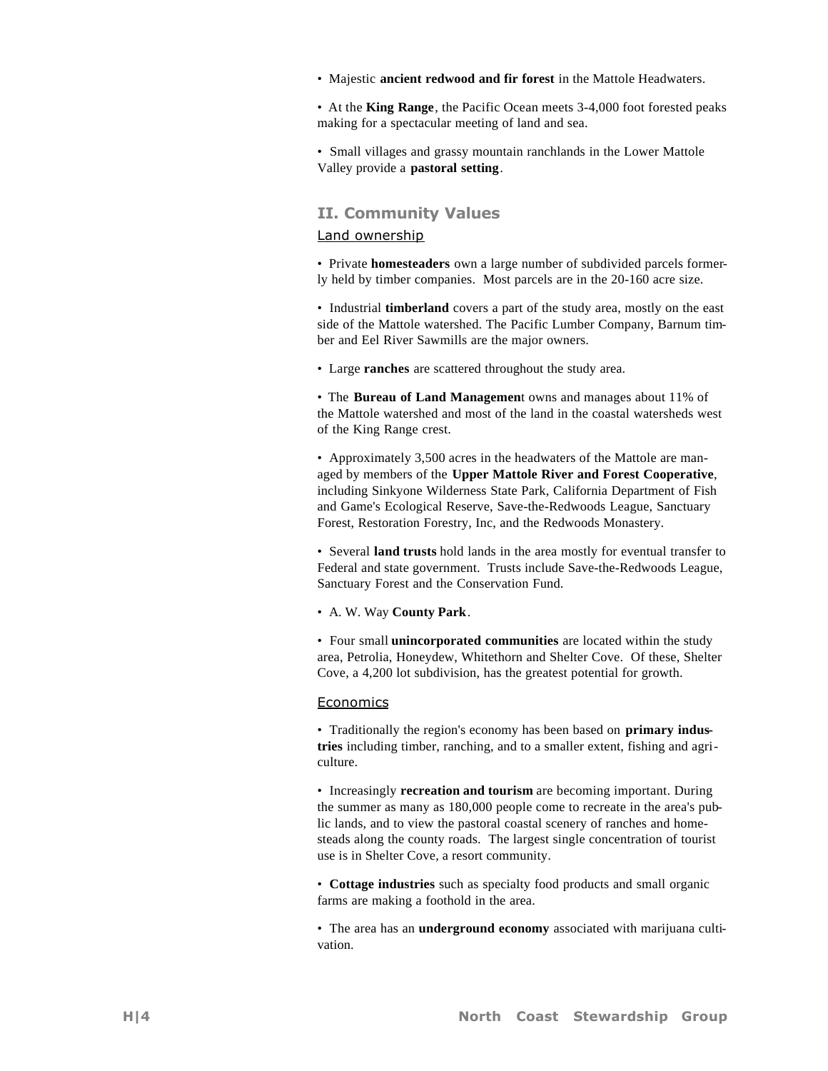- Majestic **ancient redwood and fir forest** in the Mattole Headwaters.

- At the **King Range**, the Pacific Ocean meets 3-4,000 foot forested peaks making for a spectacular meeting of land and sea.

- Small villages and grassy mountain ranchlands in the Lower Mattole Valley provide a **pastoral setting**.

## II. Community Values

### Land ownership

- Private **homesteaders** own a large number of subdivided parcels formerly held by timber companies. Most parcels are in the 20-160 acre size.

- Industrial **timberland** covers a part of the study area, mostly on the east side of the Mattole watershed. The Pacific Lumber Company, Barnum timber and Eel River Sawmills are the major owners.

- Large **ranches** are scattered throughout the study area.

- The **Bureau of Land Managemen**t owns and manages about 11% of the Mattole watershed and most of the land in the coastal watersheds west of the King Range crest.

- Approximately 3,500 acres in the headwaters of the Mattole are managed by members of the **Upper Mattole River and Forest Cooperative**, including Sinkyone Wilderness State Park, California Department of Fish and Game's Ecological Reserve, Save-the-Redwoods League, Sanctuary Forest, Restoration Forestry, Inc, and the Redwoods Monastery.

- Several **land trusts** hold lands in the area mostly for eventual transfer to Federal and state government. Trusts include Save-the-Redwoods League, Sanctuary Forest and the Conservation Fund.

- A. W. Way **County Park**.

- Four small **unincorporated communities** are located within the study area, Petrolia, Honeydew, Whitethorn and Shelter Cove. Of these, Shelter Cove, a 4,200 lot subdivision, has the greatest potential for growth.

### Economics

- Traditionally the region's economy has been based on **primary industries** including timber, ranching, and to a smaller extent, fishing and agriculture.

- Increasingly **recreation and tourism** are becoming important. During the summer as many as 180,000 people come to recreate in the area's public lands, and to view the pastoral coastal scenery of ranches and homesteads along the county roads. The largest single concentration of tourist use is in Shelter Cove, a resort community.

- **Cottage industries** such as specialty food products and small organic farms are making a foothold in the area.

- The area has an **underground economy** associated with marijuana cultivation.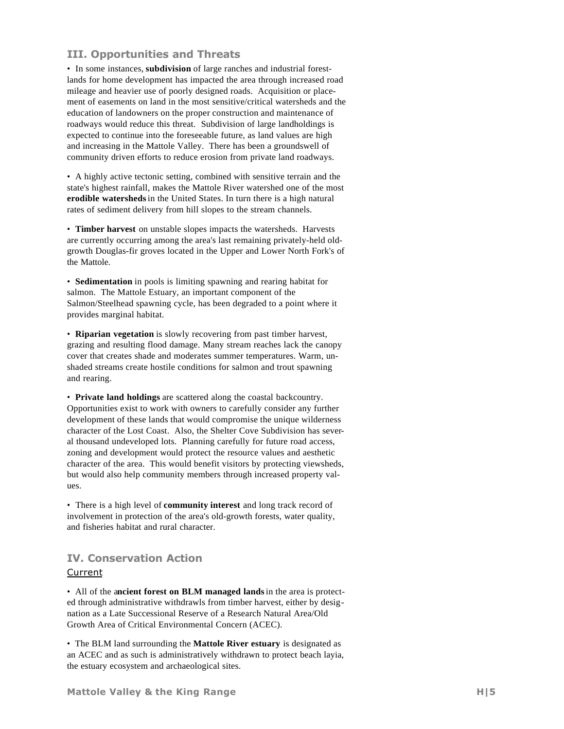## III. Opportunities and Threats

• In some instances, **subdivision** of large ranches and industrial forestlands for home development has impacted the area through increased road mileage and heavier use of poorly designed roads. Acquisition or placement of easements on land in the most sensitive/critical watersheds and the education of landowners on the proper construction and maintenance of roadways would reduce this threat. Subdivision of large landholdings is expected to continue into the foreseeable future, as land values are high and increasing in the Mattole Valley. There has been a groundswell of community driven efforts to reduce erosion from private land roadways.

• A highly active tectonic setting, combined with sensitive terrain and the state's highest rainfall, makes the Mattole River watershed one of the most **erodible watersheds** in the United States. In turn there is a high natural rates of sediment delivery from hill slopes to the stream channels.

• **Timber harvest** on unstable slopes impacts the watersheds. Harvests are currently occurring among the area's last remaining privately-held old-growth Douglas-fir groves located in the Upper and Lower North Fork's of the Mattole.

• **Sedimentation** in pools is limiting spawning and rearing habitat for salmon. The Mattole Estuary, an important component of the Salmon/Steelhead spawning cycle, has been degraded to a point where it provides marginal habitat.

• **Riparian vegetation** is slowly recovering from past timber harvest, grazing and resulting flood damage. Many stream reaches lack the canopy cover that creates shade and moderates summer temperatures. Warm, unshaded streams create hostile conditions for salmon and trout spawning and rearing.

• **Private land holdings** are scattered along the coastal backcountry. Opportunities exist to work with owners to carefully consider any further development of these lands that would compromise the unique wilderness character of the Lost Coast. Also, the Shelter Cove Subdivision has several thousand undeveloped lots. Planning carefully for future road access, zoning and development would protect the resource values and aesthetic character of the area. This would benefit visitors by protecting viewsheds, but would also help community members through increased property values.

• There is a high level of **community interest** and long track record of involvement in protection of the area's old-growth forests, water quality, and fisheries habitat and rural character.

## IV. Conservation Action

### Current

• All of the a**ncient forest on BLM managed lands** in the area is protected through administrative withdrawls from timber harvest, either by designation as a Late Successional Reserve of a Research Natural Area/Old Growth Area of Critical Environmental Concern (ACEC).

• The BLM land surrounding the **Mattole River estuary** is designated as an ACEC and as such is administratively withdrawn to protect beach layia, the estuary ecosystem and archaeological sites.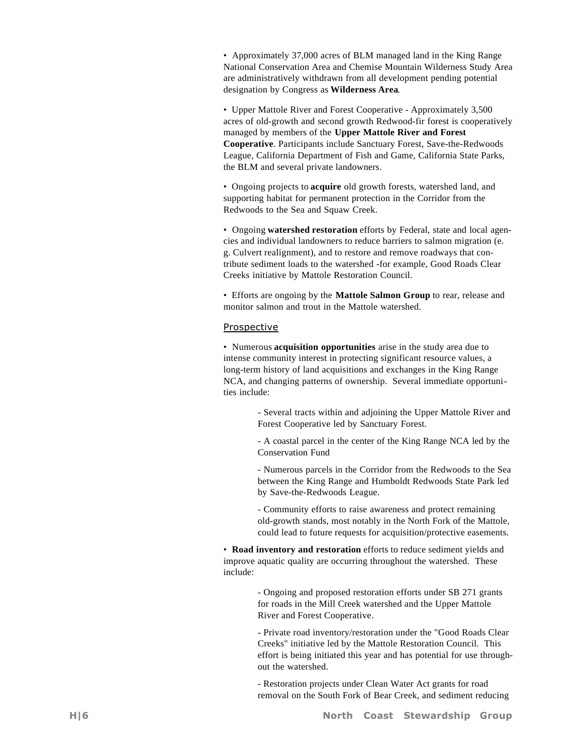• Approximately 37,000 acres of BLM managed land in the King Range National Conservation Area and Chemise Mountain Wilderness Study Area are administratively withdrawn from all development pending potential designation by Congress as **Wilderness Area**.

• Upper Mattole River and Forest Cooperative - Approximately 3,500 acres of old-growth and second growth Redwood-fir forest is cooperatively managed by members of the **Upper Mattole River and Forest Cooperative**. Participants include Sanctuary Forest, Save-the-Redwoods League, California Department of Fish and Game, California State Parks, the BLM and several private landowners.

• Ongoing projects to **acquire** old growth forests, watershed land, and supporting habitat for permanent protection in the Corridor from the Redwoods to the Sea and Squaw Creek.

• Ongoing **watershed restoration** efforts by Federal, state and local agencies and individual landowners to reduce barriers to salmon migration (e. g. Culvert realignment), and to restore and remove roadways that contribute sediment loads to the watershed -for example, Good Roads Clear Creeks initiative by Mattole Restoration Council.

• Efforts are ongoing by the **Mattole Salmon Group** to rear, release and monitor salmon and trout in the Mattole watershed.

### Prospective

• Numerous **acquisition opportunities** arise in the study area due to intense community interest in protecting significant resource values, a long-term history of land acquisitions and exchanges in the King Range NCA, and changing patterns of ownership. Several immediate opportunities include:

> - Several tracts within and adjoining the Upper Mattole River and Forest Cooperative led by Sanctuary Forest.
>
> - A coastal parcel in the center of the King Range NCA led by the Conservation Fund
>
> - Numerous parcels in the Corridor from the Redwoods to the Sea between the King Range and Humboldt Redwoods State Park led by Save-the-Redwoods League.
>
> - Community efforts to raise awareness and protect remaining old-growth stands, most notably in the North Fork of the Mattole, could lead to future requests for acquisition/protective easements.

• **Road inventory and restoration** efforts to reduce sediment yields and improve aquatic quality are occurring throughout the watershed. These include:

> - Ongoing and proposed restoration efforts under SB 271 grants for roads in the Mill Creek watershed and the Upper Mattole River and Forest Cooperative.
>
> - Private road inventory/restoration under the "Good Roads Clear Creeks" initiative led by the Mattole Restoration Council. This effort is being initiated this year and has potential for use throughout the watershed.
>
> - Restoration projects under Clean Water Act grants for road removal on the South Fork of Bear Creek, and sediment reducing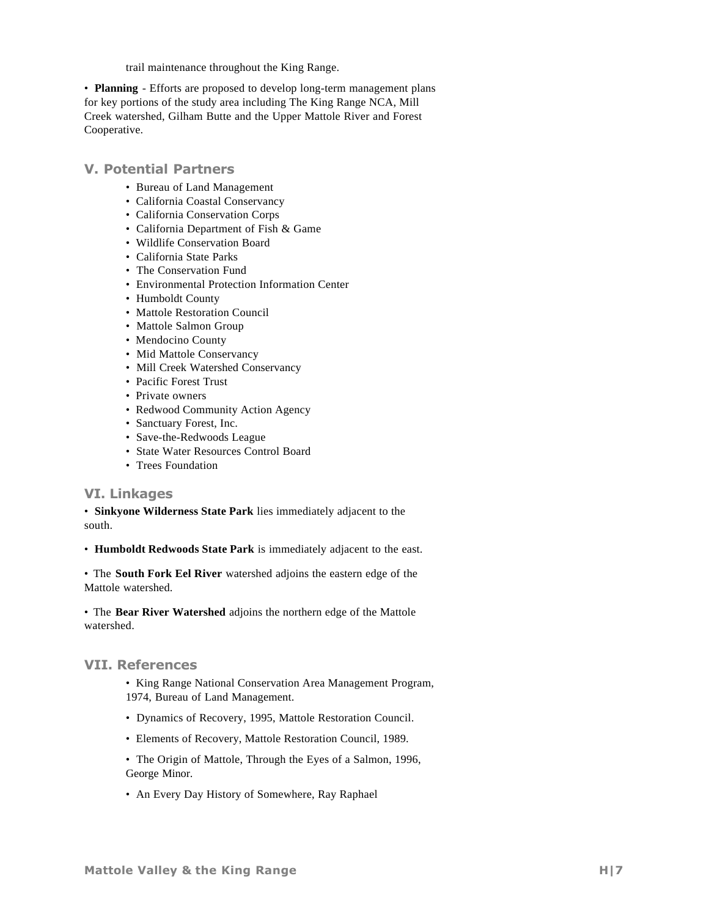trail maintenance throughout the King Range.

- **Planning** - Efforts are proposed to develop long-term management plans for key portions of the study area including The King Range NCA, Mill Creek watershed, Gilham Butte and the Upper Mattole River and Forest Cooperative.

## V. Potential Partners

- Bureau of Land Management
- California Coastal Conservancy
- California Conservation Corps
- California Department of Fish & Game
- Wildlife Conservation Board
- California State Parks
- The Conservation Fund
- Environmental Protection Information Center
- Humboldt County
- Mattole Restoration Council
- Mattole Salmon Group
- Mendocino County
- Mid Mattole Conservancy
- Mill Creek Watershed Conservancy
- Pacific Forest Trust
- Private owners
- Redwood Community Action Agency
- Sanctuary Forest, Inc.
- Save-the-Redwoods League
- State Water Resources Control Board
- Trees Foundation

## VI. Linkages

- **Sinkyone Wilderness State Park** lies immediately adjacent to the south.

- **Humboldt Redwoods State Park** is immediately adjacent to the east.

- The **South Fork Eel River** watershed adjoins the eastern edge of the Mattole watershed.

- The **Bear River Watershed** adjoins the northern edge of the Mattole watershed.

## VII. References

- King Range National Conservation Area Management Program, 1974, Bureau of Land Management.

- Dynamics of Recovery, 1995, Mattole Restoration Council.

- Elements of Recovery, Mattole Restoration Council, 1989.

- The Origin of Mattole, Through the Eyes of a Salmon, 1996, George Minor.

- An Every Day History of Somewhere, Ray Raphael